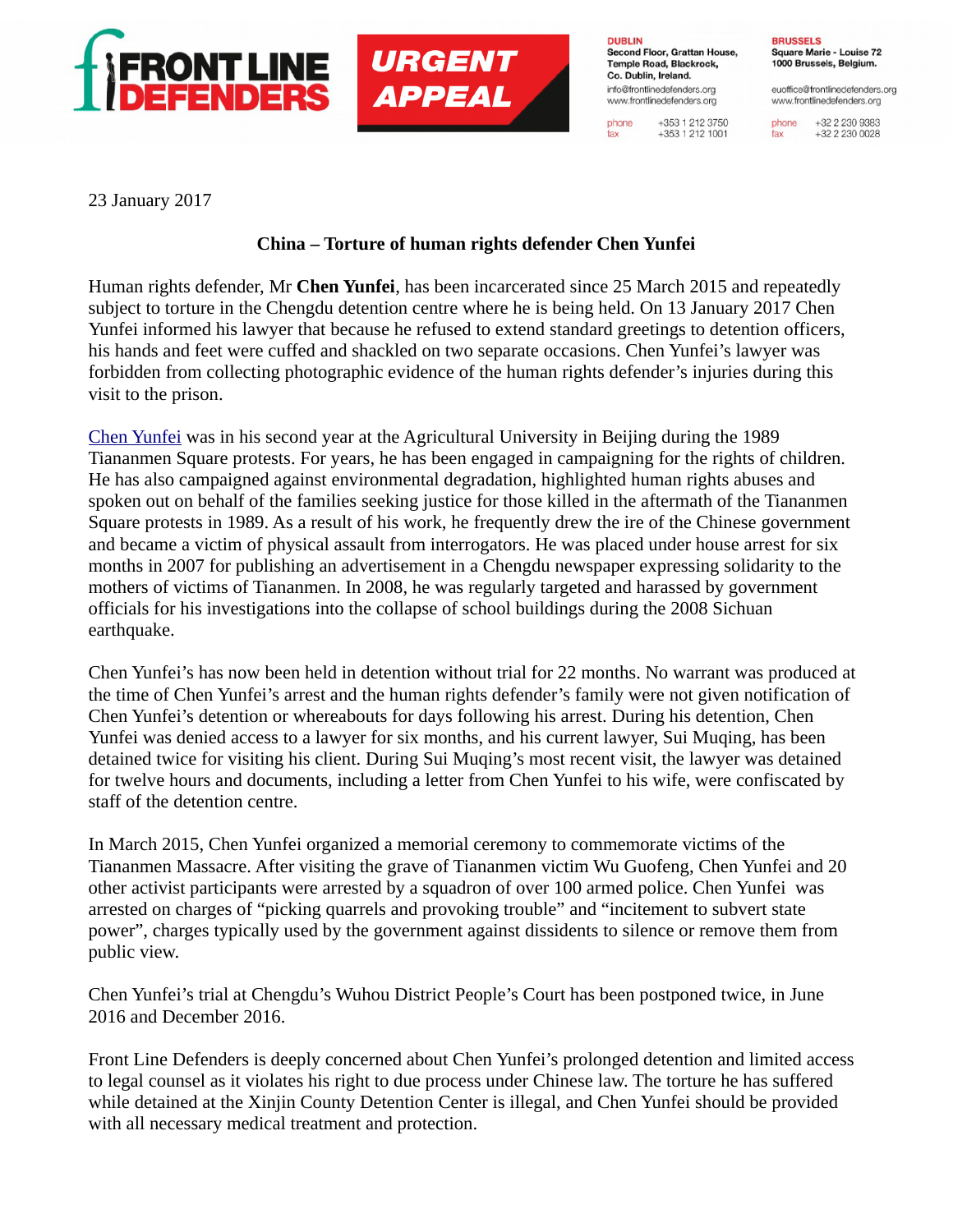FRONT LINE DEFENDERS

URGENT APPEAL

DUBLIN
Second Floor, Grattan House, Temple Road, Blackrock, Co. Dublin, Ireland.
info@frontlinedefenders.org
www.frontlinedefenders.org
phone +353 1 212 3750
fax +353 1 212 1001

BRUSSELS
Square Marie - Louise 72
1000 Brussels, Belgium.
euoffice@frontlinedefenders.org
www.frontlinedefenders.org
phone +32 2 230 9383
fax +32 2 230 0028

23 January 2017

**China – Torture of human rights defender Chen Yunfei**

Human rights defender, Mr **Chen Yunfei**, has been incarcerated since 25 March 2015 and repeatedly subject to torture in the Chengdu detention centre where he is being held. On 13 January 2017 Chen Yunfei informed his lawyer that because he refused to extend standard greetings to detention officers, his hands and feet were cuffed and shackled on two separate occasions. Chen Yunfei's lawyer was forbidden from collecting photographic evidence of the human rights defender's injuries during this visit to the prison.

Chen Yunfei was in his second year at the Agricultural University in Beijing during the 1989 Tiananmen Square protests. For years, he has been engaged in campaigning for the rights of children. He has also campaigned against environmental degradation, highlighted human rights abuses and spoken out on behalf of the families seeking justice for those killed in the aftermath of the Tiananmen Square protests in 1989. As a result of his work, he frequently drew the ire of the Chinese government and became a victim of physical assault from interrogators. He was placed under house arrest for six months in 2007 for publishing an advertisement in a Chengdu newspaper expressing solidarity to the mothers of victims of Tiananmen. In 2008, he was regularly targeted and harassed by government officials for his investigations into the collapse of school buildings during the 2008 Sichuan earthquake.

Chen Yunfei's has now been held in detention without trial for 22 months. No warrant was produced at the time of Chen Yunfei's arrest and the human rights defender's family were not given notification of Chen Yunfei's detention or whereabouts for days following his arrest. During his detention, Chen Yunfei was denied access to a lawyer for six months, and his current lawyer, Sui Muqing, has been detained twice for visiting his client. During Sui Muqing's most recent visit, the lawyer was detained for twelve hours and documents, including a letter from Chen Yunfei to his wife, were confiscated by staff of the detention centre.

In March 2015, Chen Yunfei organized a memorial ceremony to commemorate victims of the Tiananmen Massacre. After visiting the grave of Tiananmen victim Wu Guofeng, Chen Yunfei and 20 other activist participants were arrested by a squadron of over 100 armed police. Chen Yunfei was arrested on charges of "picking quarrels and provoking trouble" and "incitement to subvert state power", charges typically used by the government against dissidents to silence or remove them from public view.

Chen Yunfei's trial at Chengdu's Wuhou District People's Court has been postponed twice, in June 2016 and December 2016.

Front Line Defenders is deeply concerned about Chen Yunfei's prolonged detention and limited access to legal counsel as it violates his right to due process under Chinese law. The torture he has suffered while detained at the Xinjin County Detention Center is illegal, and Chen Yunfei should be provided with all necessary medical treatment and protection.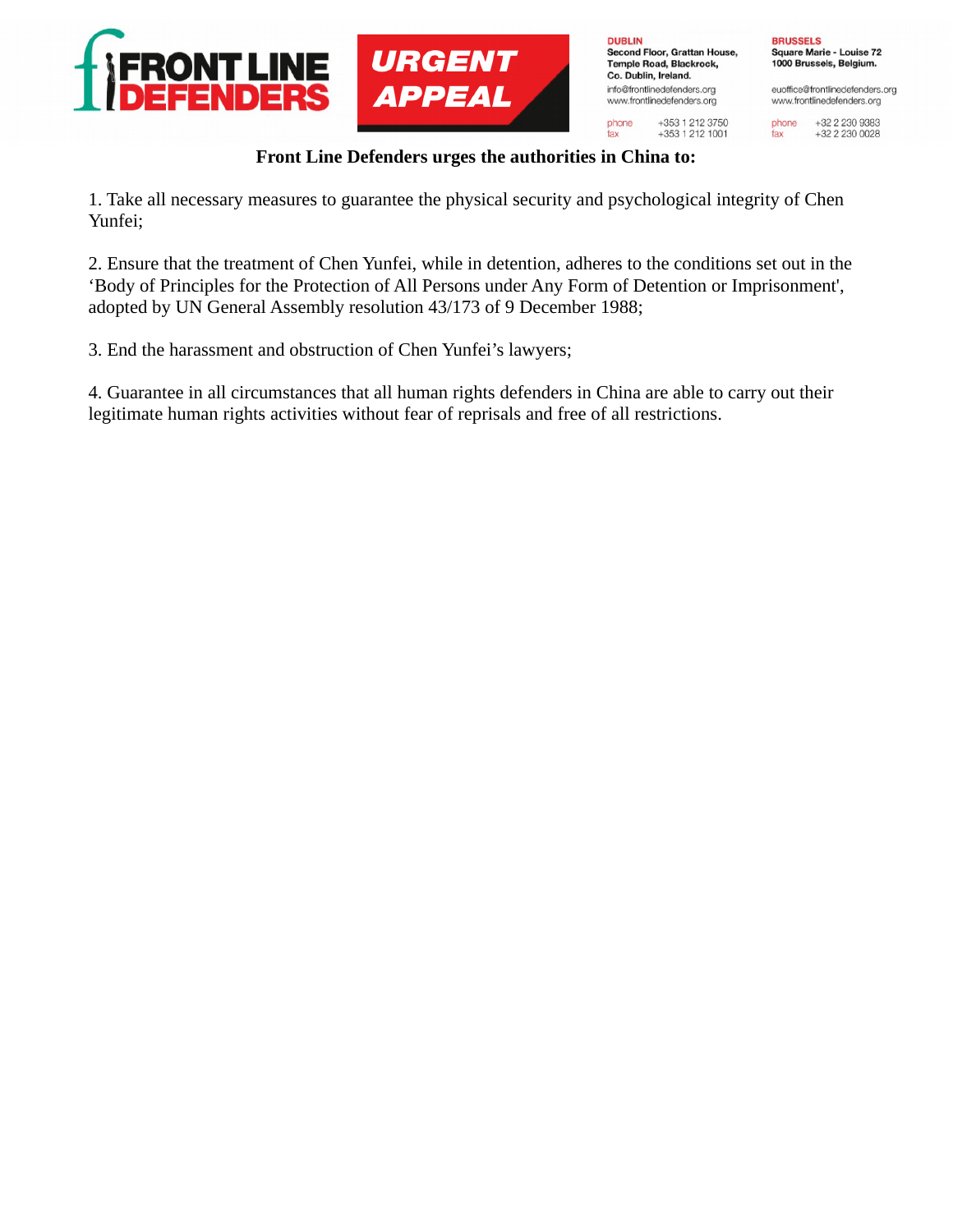**Front Line Defenders urges the authorities in China to:**

1. Take all necessary measures to guarantee the physical security and psychological integrity of Chen Yunfei;

2. Ensure that the treatment of Chen Yunfei, while in detention, adheres to the conditions set out in the 'Body of Principles for the Protection of All Persons under Any Form of Detention or Imprisonment', adopted by UN General Assembly resolution 43/173 of 9 December 1988;

3. End the harassment and obstruction of Chen Yunfei's lawyers;

4. Guarantee in all circumstances that all human rights defenders in China are able to carry out their legitimate human rights activities without fear of reprisals and free of all restrictions.